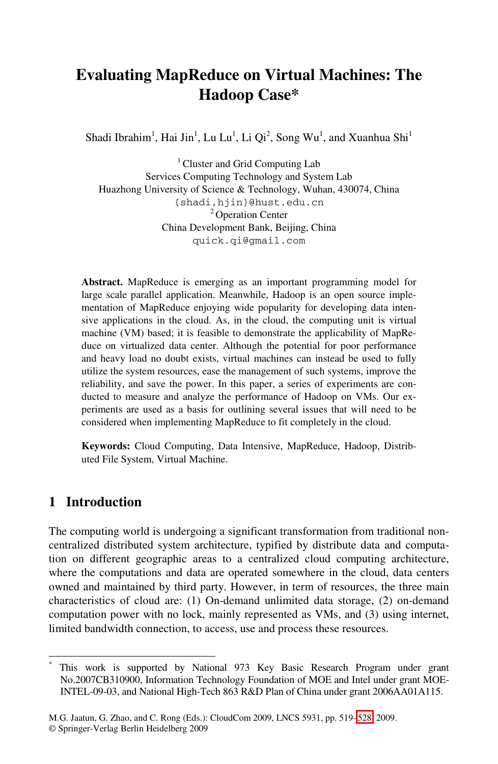# Evaluating MapReduce on Virtual Machines: The Hadoop Case*

Shadi Ibrahim[1], Hai Jin[1], Lu Lu[1], Li Qi[2], Song Wu[1], and Xuanhua Shi[1]

[1] Cluster and Grid Computing Lab
Services Computing Technology and System Lab
Huazhong University of Science & Technology, Wuhan, 430074, China
{shadi,hjin}@hust.edu.cn

[2] Operation Center
China Development Bank, Beijing, China
quick.qi@gmail.com

**Abstract.** MapReduce is emerging as an important programming model for large scale parallel application. Meanwhile, Hadoop is an open source implementation of MapReduce enjoying wide popularity for developing data intensive applications in the cloud. As, in the cloud, the computing unit is virtual machine (VM) based; it is feasible to demonstrate the applicability of MapReduce on virtualized data center. Although the potential for poor performance and heavy load no doubt exists, virtual machines can instead be used to fully utilize the system resources, ease the management of such systems, improve the reliability, and save the power. In this paper, a series of experiments are conducted to measure and analyze the performance of Hadoop on VMs. Our experiments are used as a basis for outlining several issues that will need to be considered when implementing MapReduce to fit completely in the cloud.

**Keywords:** Cloud Computing, Data Intensive, MapReduce, Hadoop, Distributed File System, Virtual Machine.

## 1 Introduction

The computing world is undergoing a significant transformation from traditional non-centralized distributed system architecture, typified by distribute data and computation on different geographic areas to a centralized cloud computing architecture, where the computations and data are operated somewhere in the cloud, data centers owned and maintained by third party. However, in term of resources, the three main characteristics of cloud are: (1) On-demand unlimited data storage, (2) on-demand computation power with no lock, mainly represented as VMs, and (3) using internet, limited bandwidth connection, to access, use and process these resources.

---

* This work is supported by National 973 Key Basic Research Program under grant No.2007CB310900, Information Technology Foundation of MOE and Intel under grant MOE-INTEL-09-03, and National High-Tech 863 R&D Plan of China under grant 2006AA01A115.

M.G. Jaatun, G. Zhao, and C. Rong (Eds.): CloudCom 2009, LNCS 5931, pp. 519–528, 2009.
© Springer-Verlag Berlin Heidelberg 2009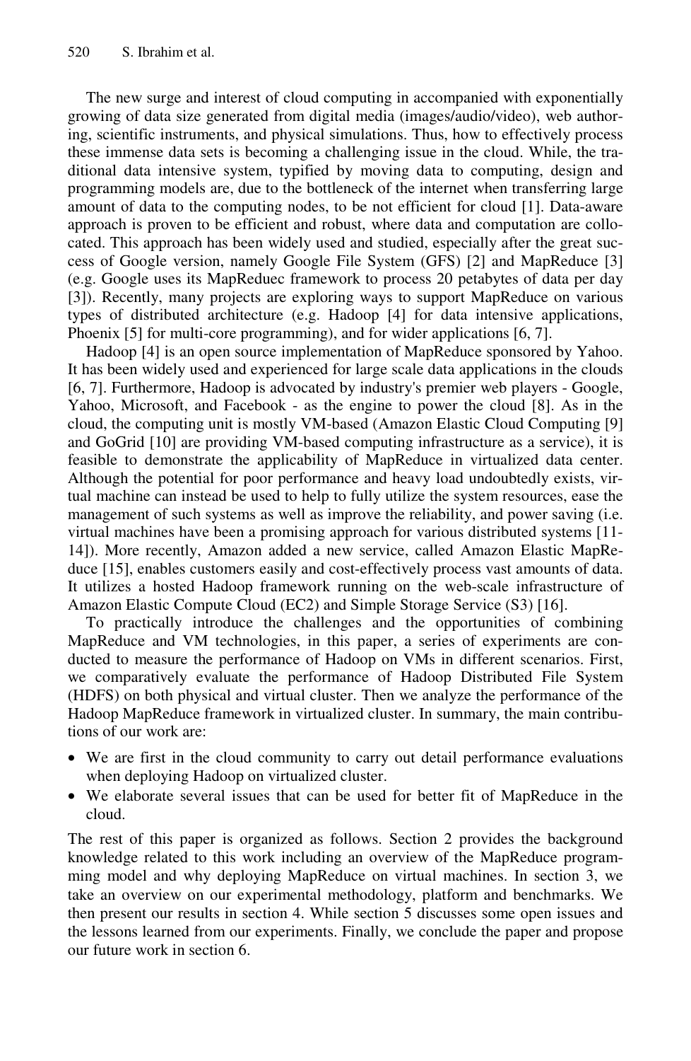The new surge and interest of cloud computing in accompanied with exponentially growing of data size generated from digital media (images/audio/video), web authoring, scientific instruments, and physical simulations. Thus, how to effectively process these immense data sets is becoming a challenging issue in the cloud. While, the traditional data intensive system, typified by moving data to computing, design and programming models are, due to the bottleneck of the internet when transferring large amount of data to the computing nodes, to be not efficient for cloud [1]. Data-aware approach is proven to be efficient and robust, where data and computation are collocated. This approach has been widely used and studied, especially after the great success of Google version, namely Google File System (GFS) [2] and MapReduce [3] (e.g. Google uses its MapReduec framework to process 20 petabytes of data per day [3]). Recently, many projects are exploring ways to support MapReduce on various types of distributed architecture (e.g. Hadoop [4] for data intensive applications, Phoenix [5] for multi-core programming), and for wider applications [6, 7].

Hadoop [4] is an open source implementation of MapReduce sponsored by Yahoo. It has been widely used and experienced for large scale data applications in the clouds [6, 7]. Furthermore, Hadoop is advocated by industry's premier web players - Google, Yahoo, Microsoft, and Facebook - as the engine to power the cloud [8]. As in the cloud, the computing unit is mostly VM-based (Amazon Elastic Cloud Computing [9] and GoGrid [10] are providing VM-based computing infrastructure as a service), it is feasible to demonstrate the applicability of MapReduce in virtualized data center. Although the potential for poor performance and heavy load undoubtedly exists, virtual machine can instead be used to help to fully utilize the system resources, ease the management of such systems as well as improve the reliability, and power saving (i.e. virtual machines have been a promising approach for various distributed systems [11-14]). More recently, Amazon added a new service, called Amazon Elastic MapReduce [15], enables customers easily and cost-effectively process vast amounts of data. It utilizes a hosted Hadoop framework running on the web-scale infrastructure of Amazon Elastic Compute Cloud (EC2) and Simple Storage Service (S3) [16].

To practically introduce the challenges and the opportunities of combining MapReduce and VM technologies, in this paper, a series of experiments are conducted to measure the performance of Hadoop on VMs in different scenarios. First, we comparatively evaluate the performance of Hadoop Distributed File System (HDFS) on both physical and virtual cluster. Then we analyze the performance of the Hadoop MapReduce framework in virtualized cluster. In summary, the main contributions of our work are:

- We are first in the cloud community to carry out detail performance evaluations when deploying Hadoop on virtualized cluster.
- We elaborate several issues that can be used for better fit of MapReduce in the cloud.

The rest of this paper is organized as follows. Section 2 provides the background knowledge related to this work including an overview of the MapReduce programming model and why deploying MapReduce on virtual machines. In section 3, we take an overview on our experimental methodology, platform and benchmarks. We then present our results in section 4. While section 5 discusses some open issues and the lessons learned from our experiments. Finally, we conclude the paper and propose our future work in section 6.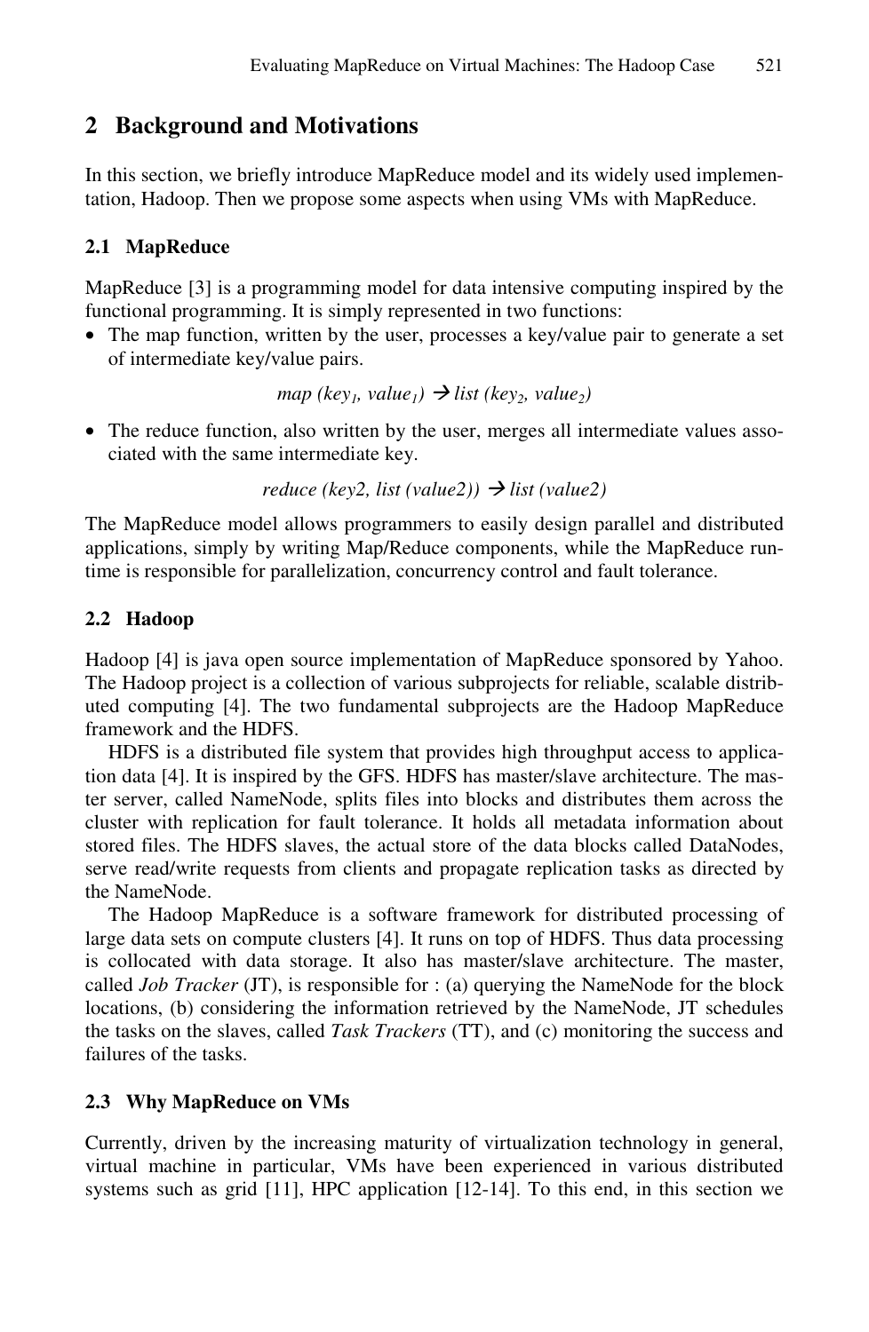## 2 Background and Motivations

In this section, we briefly introduce MapReduce model and its widely used implementation, Hadoop. Then we propose some aspects when using VMs with MapReduce.

### 2.1 MapReduce

MapReduce [3] is a programming model for data intensive computing inspired by the functional programming. It is simply represented in two functions:

- The map function, written by the user, processes a key/value pair to generate a set of intermediate key/value pairs.

$$map\ (key_1,\ value_1) \rightarrow list\ (key_2,\ value_2)$$

- The reduce function, also written by the user, merges all intermediate values associated with the same intermediate key.

$$reduce\ (key2,\ list\ (value2)) \rightarrow list\ (value2)$$

The MapReduce model allows programmers to easily design parallel and distributed applications, simply by writing Map/Reduce components, while the MapReduce runtime is responsible for parallelization, concurrency control and fault tolerance.

### 2.2 Hadoop

Hadoop [4] is java open source implementation of MapReduce sponsored by Yahoo. The Hadoop project is a collection of various subprojects for reliable, scalable distributed computing [4]. The two fundamental subprojects are the Hadoop MapReduce framework and the HDFS.

HDFS is a distributed file system that provides high throughput access to application data [4]. It is inspired by the GFS. HDFS has master/slave architecture. The master server, called NameNode, splits files into blocks and distributes them across the cluster with replication for fault tolerance. It holds all metadata information about stored files. The HDFS slaves, the actual store of the data blocks called DataNodes, serve read/write requests from clients and propagate replication tasks as directed by the NameNode.

The Hadoop MapReduce is a software framework for distributed processing of large data sets on compute clusters [4]. It runs on top of HDFS. Thus data processing is collocated with data storage. It also has master/slave architecture. The master, called *Job Tracker* (JT), is responsible for : (a) querying the NameNode for the block locations, (b) considering the information retrieved by the NameNode, JT schedules the tasks on the slaves, called *Task Trackers* (TT), and (c) monitoring the success and failures of the tasks.

### 2.3 Why MapReduce on VMs

Currently, driven by the increasing maturity of virtualization technology in general, virtual machine in particular, VMs have been experienced in various distributed systems such as grid [11], HPC application [12-14]. To this end, in this section we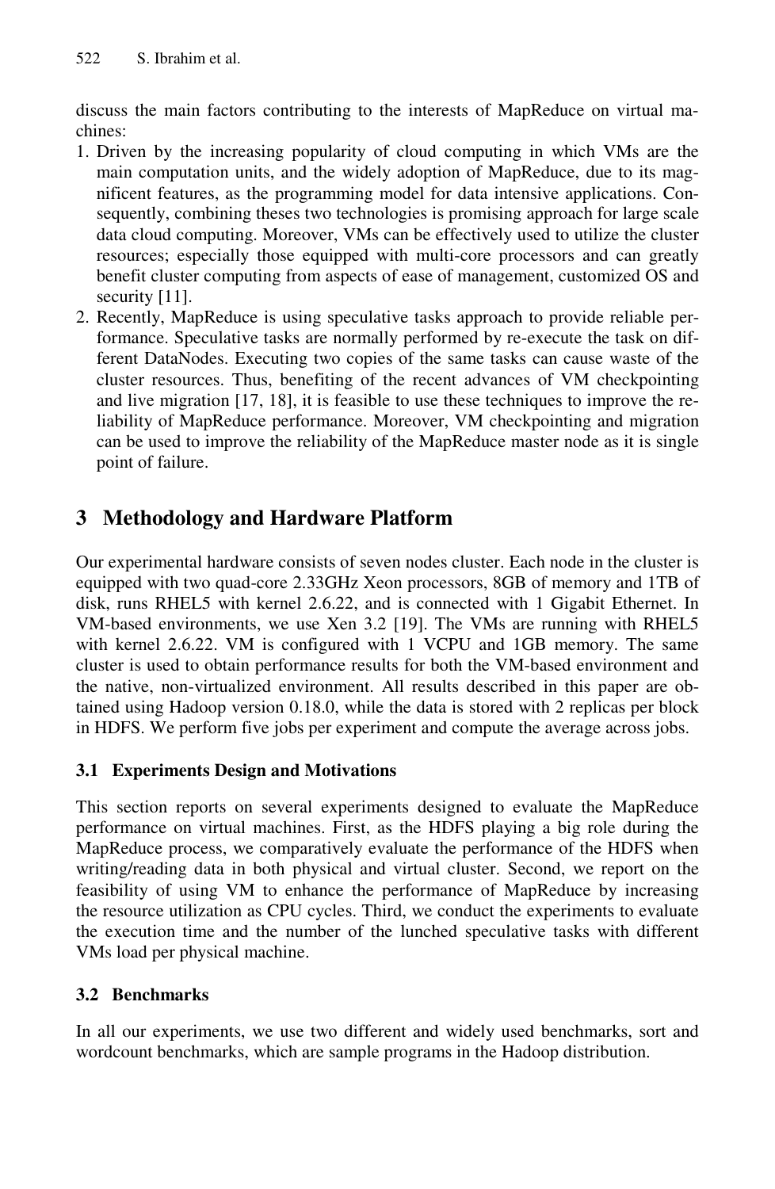discuss the main factors contributing to the interests of MapReduce on virtual machines:

1. Driven by the increasing popularity of cloud computing in which VMs are the main computation units, and the widely adoption of MapReduce, due to its magnificent features, as the programming model for data intensive applications. Consequently, combining theses two technologies is promising approach for large scale data cloud computing. Moreover, VMs can be effectively used to utilize the cluster resources; especially those equipped with multi-core processors and can greatly benefit cluster computing from aspects of ease of management, customized OS and security [11].
2. Recently, MapReduce is using speculative tasks approach to provide reliable performance. Speculative tasks are normally performed by re-execute the task on different DataNodes. Executing two copies of the same tasks can cause waste of the cluster resources. Thus, benefiting of the recent advances of VM checkpointing and live migration [17, 18], it is feasible to use these techniques to improve the reliability of MapReduce performance. Moreover, VM checkpointing and migration can be used to improve the reliability of the MapReduce master node as it is single point of failure.

## 3 Methodology and Hardware Platform

Our experimental hardware consists of seven nodes cluster. Each node in the cluster is equipped with two quad-core 2.33GHz Xeon processors, 8GB of memory and 1TB of disk, runs RHEL5 with kernel 2.6.22, and is connected with 1 Gigabit Ethernet. In VM-based environments, we use Xen 3.2 [19]. The VMs are running with RHEL5 with kernel 2.6.22. VM is configured with 1 VCPU and 1GB memory. The same cluster is used to obtain performance results for both the VM-based environment and the native, non-virtualized environment. All results described in this paper are obtained using Hadoop version 0.18.0, while the data is stored with 2 replicas per block in HDFS. We perform five jobs per experiment and compute the average across jobs.

### 3.1 Experiments Design and Motivations

This section reports on several experiments designed to evaluate the MapReduce performance on virtual machines. First, as the HDFS playing a big role during the MapReduce process, we comparatively evaluate the performance of the HDFS when writing/reading data in both physical and virtual cluster. Second, we report on the feasibility of using VM to enhance the performance of MapReduce by increasing the resource utilization as CPU cycles. Third, we conduct the experiments to evaluate the execution time and the number of the lunched speculative tasks with different VMs load per physical machine.

### 3.2 Benchmarks

In all our experiments, we use two different and widely used benchmarks, sort and wordcount benchmarks, which are sample programs in the Hadoop distribution.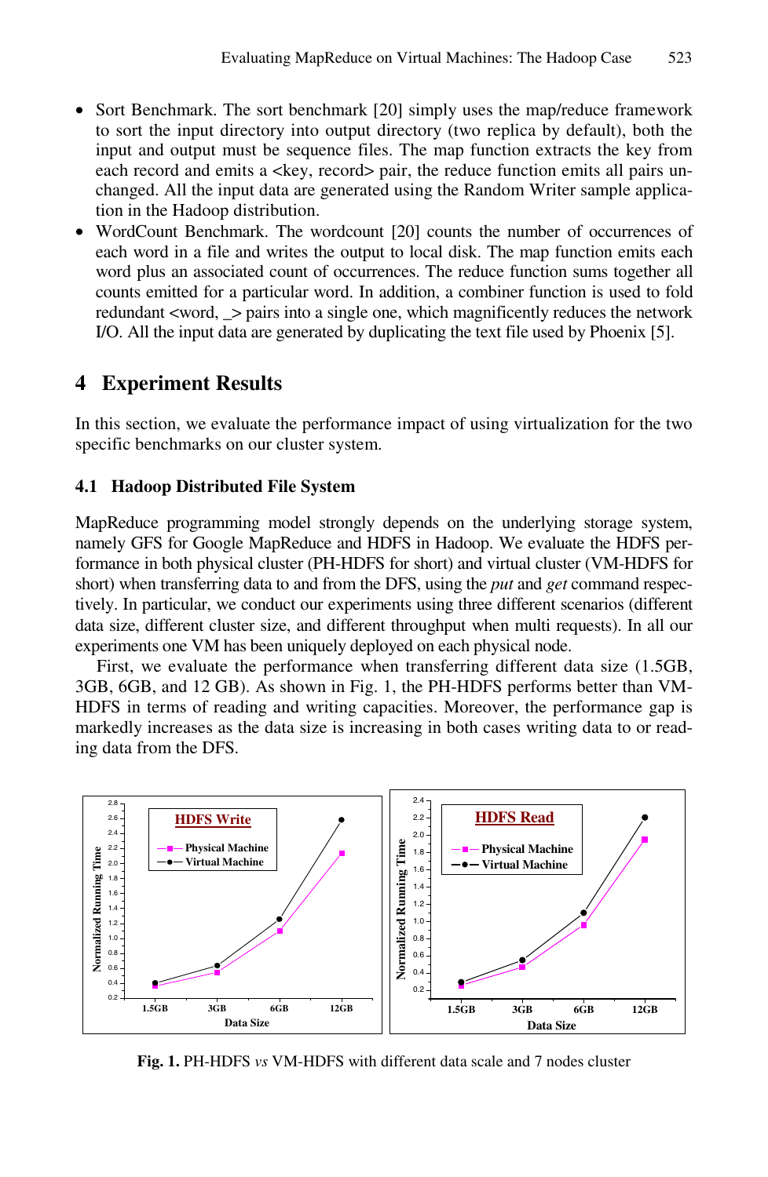- Sort Benchmark. The sort benchmark [20] simply uses the map/reduce framework to sort the input directory into output directory (two replica by default), both the input and output must be sequence files. The map function extracts the key from each record and emits a <key, record> pair, the reduce function emits all pairs unchanged. All the input data are generated using the Random Writer sample application in the Hadoop distribution.
- WordCount Benchmark. The wordcount [20] counts the number of occurrences of each word in a file and writes the output to local disk. The map function emits each word plus an associated count of occurrences. The reduce function sums together all counts emitted for a particular word. In addition, a combiner function is used to fold redundant <word, _> pairs into a single one, which magnificently reduces the network I/O. All the input data are generated by duplicating the text file used by Phoenix [5].

## 4 Experiment Results

In this section, we evaluate the performance impact of using virtualization for the two specific benchmarks on our cluster system.

### 4.1 Hadoop Distributed File System

MapReduce programming model strongly depends on the underlying storage system, namely GFS for Google MapReduce and HDFS in Hadoop. We evaluate the HDFS performance in both physical cluster (PH-HDFS for short) and virtual cluster (VM-HDFS for short) when transferring data to and from the DFS, using the *put* and *get* command respectively. In particular, we conduct our experiments using three different scenarios (different data size, different cluster size, and different throughput when multi requests). In all our experiments one VM has been uniquely deployed on each physical node.

First, we evaluate the performance when transferring different data size (1.5GB, 3GB, 6GB, and 12 GB). As shown in Fig. 1, the PH-HDFS performs better than VM-HDFS in terms of reading and writing capacities. Moreover, the performance gap is markedly increases as the data size is increasing in both cases writing data to or reading data from the DFS.

**Fig. 1.** PH-HDFS *vs* VM-HDFS with different data scale and 7 nodes cluster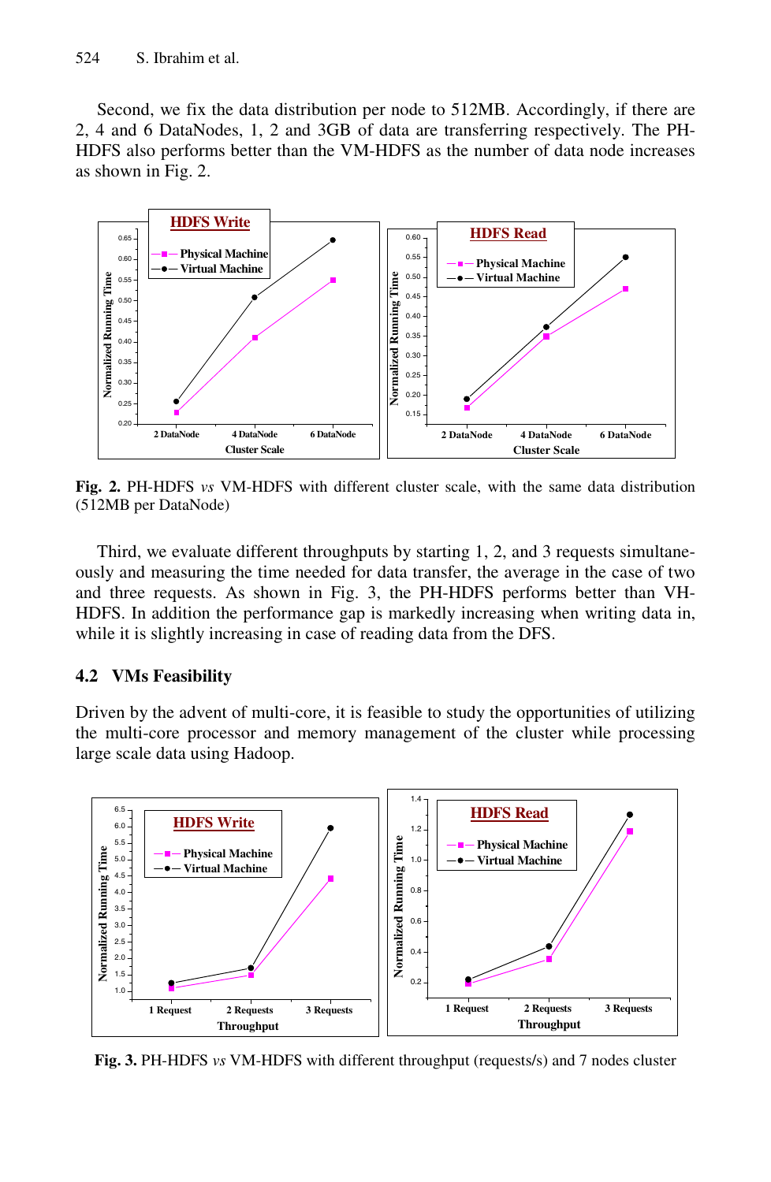Second, we fix the data distribution per node to 512MB. Accordingly, if there are 2, 4 and 6 DataNodes, 1, 2 and 3GB of data are transferring respectively. The PH-HDFS also performs better than the VM-HDFS as the number of data node increases as shown in Fig. 2.

**Fig. 2.** PH-HDFS *vs* VM-HDFS with different cluster scale, with the same data distribution (512MB per DataNode)

Third, we evaluate different throughputs by starting 1, 2, and 3 requests simultaneously and measuring the time needed for data transfer, the average in the case of two and three requests. As shown in Fig. 3, the PH-HDFS performs better than VH-HDFS. In addition the performance gap is markedly increasing when writing data in, while it is slightly increasing in case of reading data from the DFS.

### 4.2 VMs Feasibility

Driven by the advent of multi-core, it is feasible to study the opportunities of utilizing the multi-core processor and memory management of the cluster while processing large scale data using Hadoop.

**Fig. 3.** PH-HDFS *vs* VM-HDFS with different throughput (requests/s) and 7 nodes cluster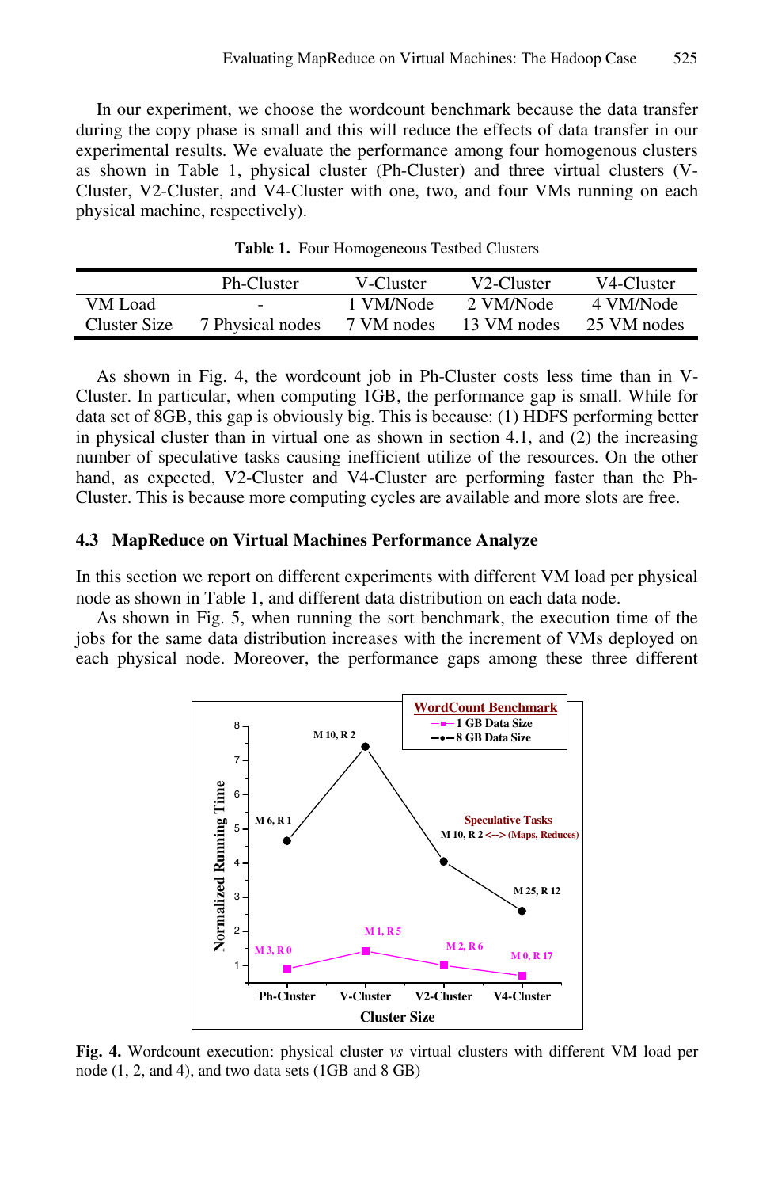In our experiment, we choose the wordcount benchmark because the data transfer during the copy phase is small and this will reduce the effects of data transfer in our experimental results. We evaluate the performance among four homogenous clusters as shown in Table 1, physical cluster (Ph-Cluster) and three virtual clusters (V-Cluster, V2-Cluster, and V4-Cluster with one, two, and four VMs running on each physical machine, respectively).

**Table 1.** Four Homogeneous Testbed Clusters

| | Ph-Cluster | V-Cluster | V2-Cluster | V4-Cluster |
|---|---|---|---|---|
| VM Load | - | 1 VM/Node | 2 VM/Node | 4 VM/Node |
| Cluster Size | 7 Physical nodes | 7 VM nodes | 13 VM nodes | 25 VM nodes |

As shown in Fig. 4, the wordcount job in Ph-Cluster costs less time than in V-Cluster. In particular, when computing 1GB, the performance gap is small. While for data set of 8GB, this gap is obviously big. This is because: (1) HDFS performing better in physical cluster than in virtual one as shown in section 4.1, and (2) the increasing number of speculative tasks causing inefficient utilize of the resources. On the other hand, as expected, V2-Cluster and V4-Cluster are performing faster than the Ph-Cluster. This is because more computing cycles are available and more slots are free.

### 4.3 MapReduce on Virtual Machines Performance Analyze

In this section we report on different experiments with different VM load per physical node as shown in Table 1, and different data distribution on each data node.

As shown in Fig. 5, when running the sort benchmark, the execution time of the jobs for the same data distribution increases with the increment of VMs deployed on each physical node. Moreover, the performance gaps among these three different

**Fig. 4.** Wordcount execution: physical cluster *vs* virtual clusters with different VM load per node (1, 2, and 4), and two data sets (1GB and 8 GB)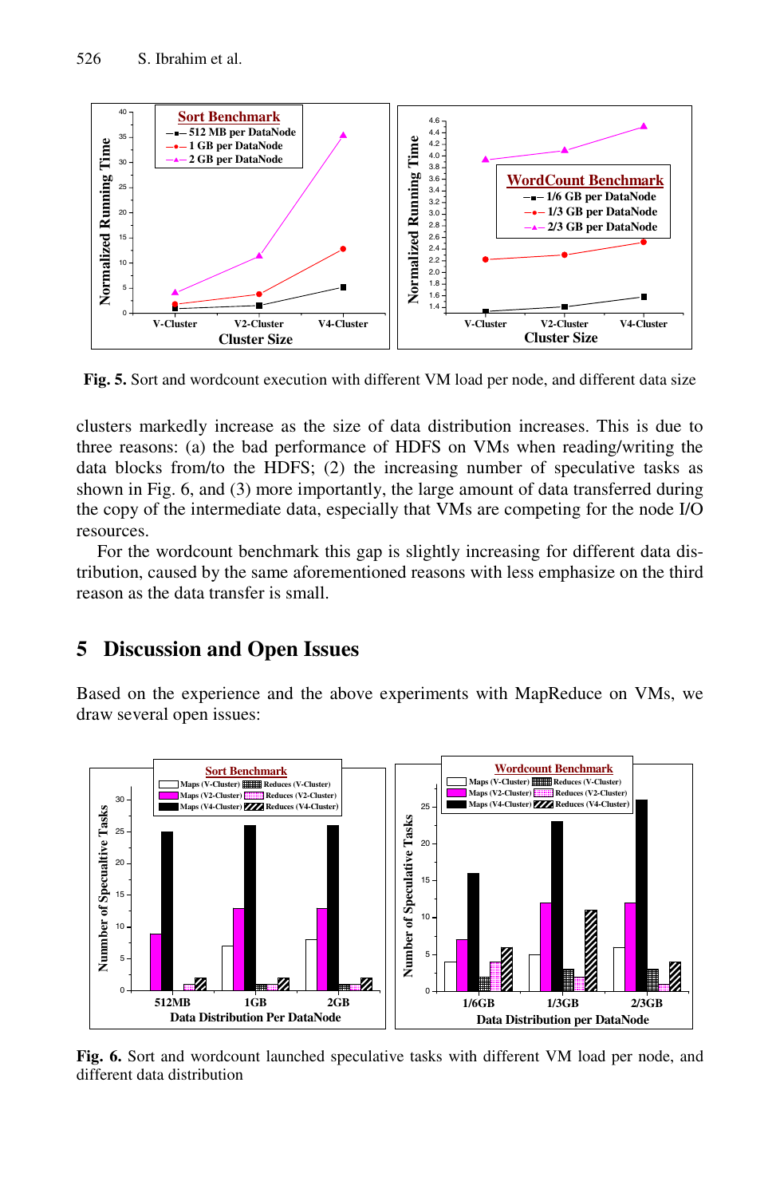**Fig. 5.** Sort and wordcount execution with different VM load per node, and different data size

clusters markedly increase as the size of data distribution increases. This is due to three reasons: (a) the bad performance of HDFS on VMs when reading/writing the data blocks from/to the HDFS; (2) the increasing number of speculative tasks as shown in Fig. 6, and (3) more importantly, the large amount of data transferred during the copy of the intermediate data, especially that VMs are competing for the node I/O resources.

For the wordcount benchmark this gap is slightly increasing for different data distribution, caused by the same aforementioned reasons with less emphasize on the third reason as the data transfer is small.

## 5 Discussion and Open Issues

Based on the experience and the above experiments with MapReduce on VMs, we draw several open issues:

**Fig. 6.** Sort and wordcount launched speculative tasks with different VM load per node, and different data distribution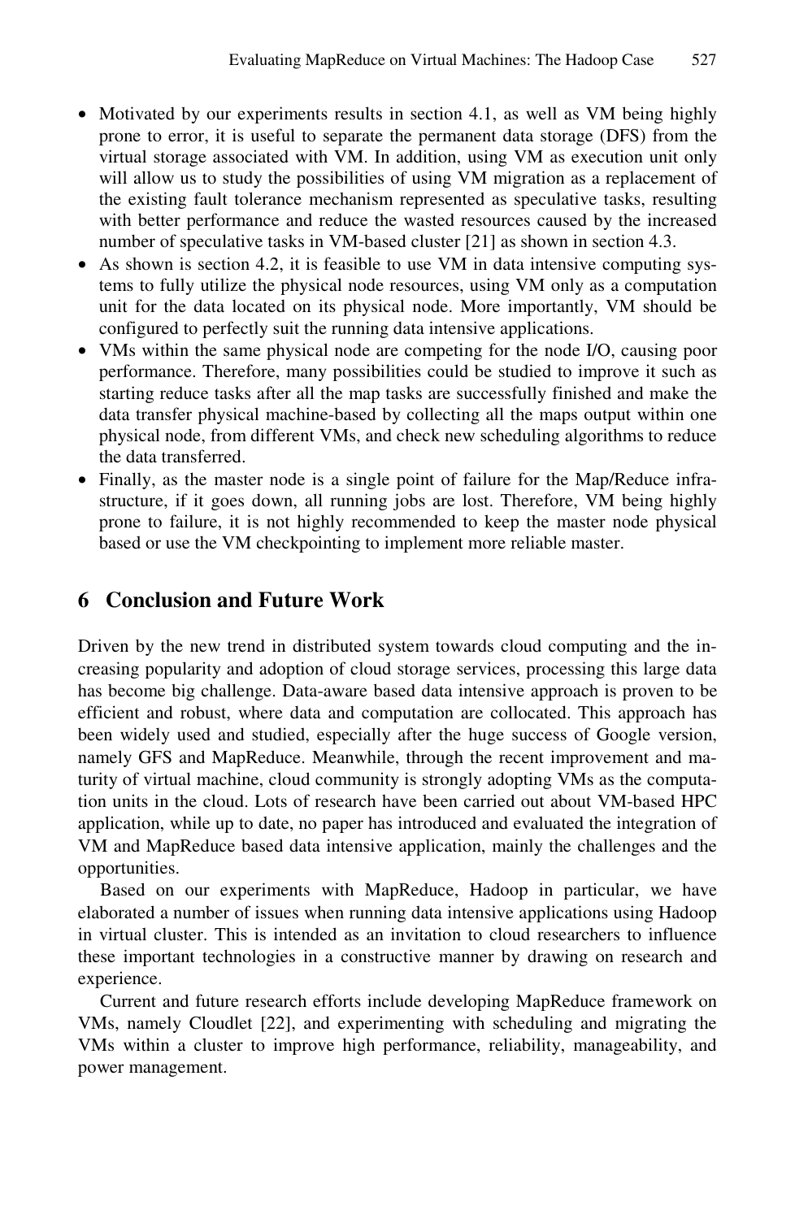- Motivated by our experiments results in section 4.1, as well as VM being highly prone to error, it is useful to separate the permanent data storage (DFS) from the virtual storage associated with VM. In addition, using VM as execution unit only will allow us to study the possibilities of using VM migration as a replacement of the existing fault tolerance mechanism represented as speculative tasks, resulting with better performance and reduce the wasted resources caused by the increased number of speculative tasks in VM-based cluster [21] as shown in section 4.3.
- As shown is section 4.2, it is feasible to use VM in data intensive computing systems to fully utilize the physical node resources, using VM only as a computation unit for the data located on its physical node. More importantly, VM should be configured to perfectly suit the running data intensive applications.
- VMs within the same physical node are competing for the node I/O, causing poor performance. Therefore, many possibilities could be studied to improve it such as starting reduce tasks after all the map tasks are successfully finished and make the data transfer physical machine-based by collecting all the maps output within one physical node, from different VMs, and check new scheduling algorithms to reduce the data transferred.
- Finally, as the master node is a single point of failure for the Map/Reduce infrastructure, if it goes down, all running jobs are lost. Therefore, VM being highly prone to failure, it is not highly recommended to keep the master node physical based or use the VM checkpointing to implement more reliable master.

## 6 Conclusion and Future Work

Driven by the new trend in distributed system towards cloud computing and the increasing popularity and adoption of cloud storage services, processing this large data has become big challenge. Data-aware based data intensive approach is proven to be efficient and robust, where data and computation are collocated. This approach has been widely used and studied, especially after the huge success of Google version, namely GFS and MapReduce. Meanwhile, through the recent improvement and maturity of virtual machine, cloud community is strongly adopting VMs as the computation units in the cloud. Lots of research have been carried out about VM-based HPC application, while up to date, no paper has introduced and evaluated the integration of VM and MapReduce based data intensive application, mainly the challenges and the opportunities.

Based on our experiments with MapReduce, Hadoop in particular, we have elaborated a number of issues when running data intensive applications using Hadoop in virtual cluster. This is intended as an invitation to cloud researchers to influence these important technologies in a constructive manner by drawing on research and experience.

Current and future research efforts include developing MapReduce framework on VMs, namely Cloudlet [22], and experimenting with scheduling and migrating the VMs within a cluster to improve high performance, reliability, manageability, and power management.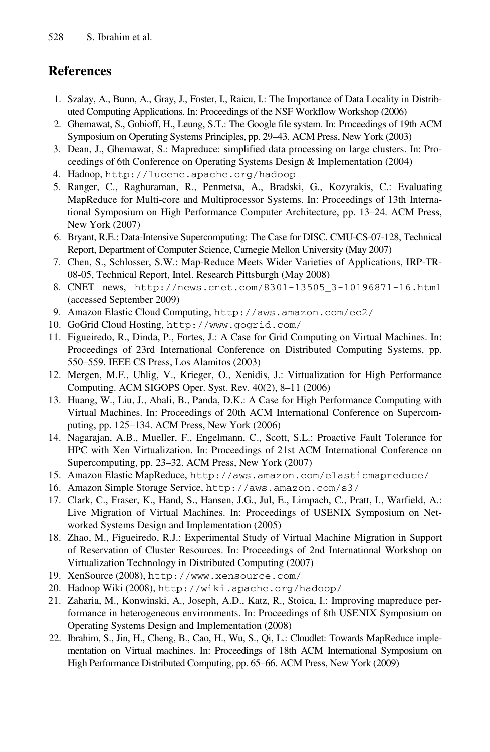## References

1. Szalay, A., Bunn, A., Gray, J., Foster, I., Raicu, I.: The Importance of Data Locality in Distributed Computing Applications. In: Proceedings of the NSF Workflow Workshop (2006)
2. Ghemawat, S., Gobioff, H., Leung, S.T.: The Google file system. In: Proceedings of 19th ACM Symposium on Operating Systems Principles, pp. 29–43. ACM Press, New York (2003)
3. Dean, J., Ghemawat, S.: Mapreduce: simplified data processing on large clusters. In: Proceedings of 6th Conference on Operating Systems Design & Implementation (2004)
4. Hadoop, http://lucene.apache.org/hadoop
5. Ranger, C., Raghuraman, R., Penmetsa, A., Bradski, G., Kozyrakis, C.: Evaluating MapReduce for Multi-core and Multiprocessor Systems. In: Proceedings of 13th International Symposium on High Performance Computer Architecture, pp. 13–24. ACM Press, New York (2007)
6. Bryant, R.E.: Data-Intensive Supercomputing: The Case for DISC. CMU-CS-07-128, Technical Report, Department of Computer Science, Carnegie Mellon University (May 2007)
7. Chen, S., Schlosser, S.W.: Map-Reduce Meets Wider Varieties of Applications, IRP-TR-08-05, Technical Report, Intel. Research Pittsburgh (May 2008)
8. CNET news, http://news.cnet.com/8301-13505_3-10196871-16.html (accessed September 2009)
9. Amazon Elastic Cloud Computing, http://aws.amazon.com/ec2/
10. GoGrid Cloud Hosting, http://www.gogrid.com/
11. Figueiredo, R., Dinda, P., Fortes, J.: A Case for Grid Computing on Virtual Machines. In: Proceedings of 23rd International Conference on Distributed Computing Systems, pp. 550–559. IEEE CS Press, Los Alamitos (2003)
12. Mergen, M.F., Uhlig, V., Krieger, O., Xenidis, J.: Virtualization for High Performance Computing. ACM SIGOPS Oper. Syst. Rev. 40(2), 8–11 (2006)
13. Huang, W., Liu, J., Abali, B., Panda, D.K.: A Case for High Performance Computing with Virtual Machines. In: Proceedings of 20th ACM International Conference on Supercomputing, pp. 125–134. ACM Press, New York (2006)
14. Nagarajan, A.B., Mueller, F., Engelmann, C., Scott, S.L.: Proactive Fault Tolerance for HPC with Xen Virtualization. In: Proceedings of 21st ACM International Conference on Supercomputing, pp. 23–32. ACM Press, New York (2007)
15. Amazon Elastic MapReduce, http://aws.amazon.com/elasticmapreduce/
16. Amazon Simple Storage Service, http://aws.amazon.com/s3/
17. Clark, C., Fraser, K., Hand, S., Hansen, J.G., Jul, E., Limpach, C., Pratt, I., Warfield, A.: Live Migration of Virtual Machines. In: Proceedings of USENIX Symposium on Networked Systems Design and Implementation (2005)
18. Zhao, M., Figueiredo, R.J.: Experimental Study of Virtual Machine Migration in Support of Reservation of Cluster Resources. In: Proceedings of 2nd International Workshop on Virtualization Technology in Distributed Computing (2007)
19. XenSource (2008), http://www.xensource.com/
20. Hadoop Wiki (2008), http://wiki.apache.org/hadoop/
21. Zaharia, M., Konwinski, A., Joseph, A.D., Katz, R., Stoica, I.: Improving mapreduce performance in heterogeneous environments. In: Proceedings of 8th USENIX Symposium on Operating Systems Design and Implementation (2008)
22. Ibrahim, S., Jin, H., Cheng, B., Cao, H., Wu, S., Qi, L.: Cloudlet: Towards MapReduce implementation on Virtual machines. In: Proceedings of 18th ACM International Symposium on High Performance Distributed Computing, pp. 65–66. ACM Press, New York (2009)